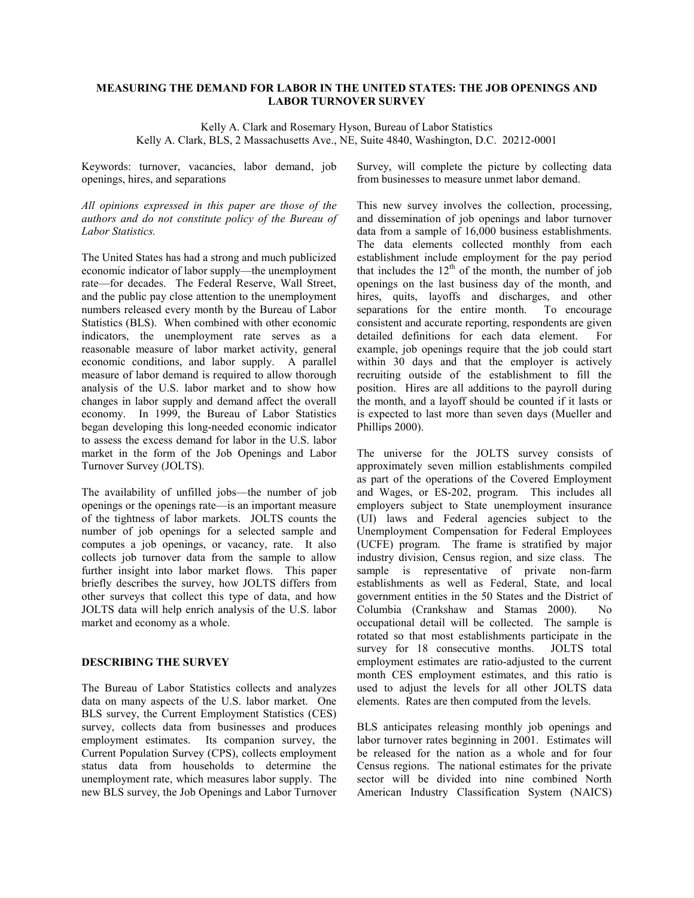# MEASURING THE DEMAND FOR LABOR IN THE UNITED STATES: THE JOB OPENINGS AND LABOR TURNOVER SURVEY

Kelly A. Clark and Rosemary Hyson, Bureau of Labor Statistics
Kelly A. Clark, BLS, 2 Massachusetts Ave., NE, Suite 4840, Washington, D.C. 20212-0001

Keywords: turnover, vacancies, labor demand, job openings, hires, and separations

*All opinions expressed in this paper are those of the authors and do not constitute policy of the Bureau of Labor Statistics.*

The United States has had a strong and much publicized economic indicator of labor supply—the unemployment rate—for decades. The Federal Reserve, Wall Street, and the public pay close attention to the unemployment numbers released every month by the Bureau of Labor Statistics (BLS). When combined with other economic indicators, the unemployment rate serves as a reasonable measure of labor market activity, general economic conditions, and labor supply. A parallel measure of labor demand is required to allow thorough analysis of the U.S. labor market and to show how changes in labor supply and demand affect the overall economy. In 1999, the Bureau of Labor Statistics began developing this long-needed economic indicator to assess the excess demand for labor in the U.S. labor market in the form of the Job Openings and Labor Turnover Survey (JOLTS).

The availability of unfilled jobs—the number of job openings or the openings rate—is an important measure of the tightness of labor markets. JOLTS counts the number of job openings for a selected sample and computes a job openings, or vacancy, rate. It also collects job turnover data from the sample to allow further insight into labor market flows. This paper briefly describes the survey, how JOLTS differs from other surveys that collect this type of data, and how JOLTS data will help enrich analysis of the U.S. labor market and economy as a whole.

## DESCRIBING THE SURVEY

The Bureau of Labor Statistics collects and analyzes data on many aspects of the U.S. labor market. One BLS survey, the Current Employment Statistics (CES) survey, collects data from businesses and produces employment estimates. Its companion survey, the Current Population Survey (CPS), collects employment status data from households to determine the unemployment rate, which measures labor supply. The new BLS survey, the Job Openings and Labor Turnover Survey, will complete the picture by collecting data from businesses to measure unmet labor demand.

This new survey involves the collection, processing, and dissemination of job openings and labor turnover data from a sample of 16,000 business establishments. The data elements collected monthly from each establishment include employment for the pay period that includes the 12th of the month, the number of job openings on the last business day of the month, and hires, quits, layoffs and discharges, and other separations for the entire month. To encourage consistent and accurate reporting, respondents are given detailed definitions for each data element. For example, job openings require that the job could start within 30 days and that the employer is actively recruiting outside of the establishment to fill the position. Hires are all additions to the payroll during the month, and a layoff should be counted if it lasts or is expected to last more than seven days (Mueller and Phillips 2000).

The universe for the JOLTS survey consists of approximately seven million establishments compiled as part of the operations of the Covered Employment and Wages, or ES-202, program. This includes all employers subject to State unemployment insurance (UI) laws and Federal agencies subject to the Unemployment Compensation for Federal Employees (UCFE) program. The frame is stratified by major industry division, Census region, and size class. The sample is representative of private non-farm establishments as well as Federal, State, and local government entities in the 50 States and the District of Columbia (Crankshaw and Stamas 2000). No occupational detail will be collected. The sample is rotated so that most establishments participate in the survey for 18 consecutive months. JOLTS total employment estimates are ratio-adjusted to the current month CES employment estimates, and this ratio is used to adjust the levels for all other JOLTS data elements. Rates are then computed from the levels.

BLS anticipates releasing monthly job openings and labor turnover rates beginning in 2001. Estimates will be released for the nation as a whole and for four Census regions. The national estimates for the private sector will be divided into nine combined North American Industry Classification System (NAICS)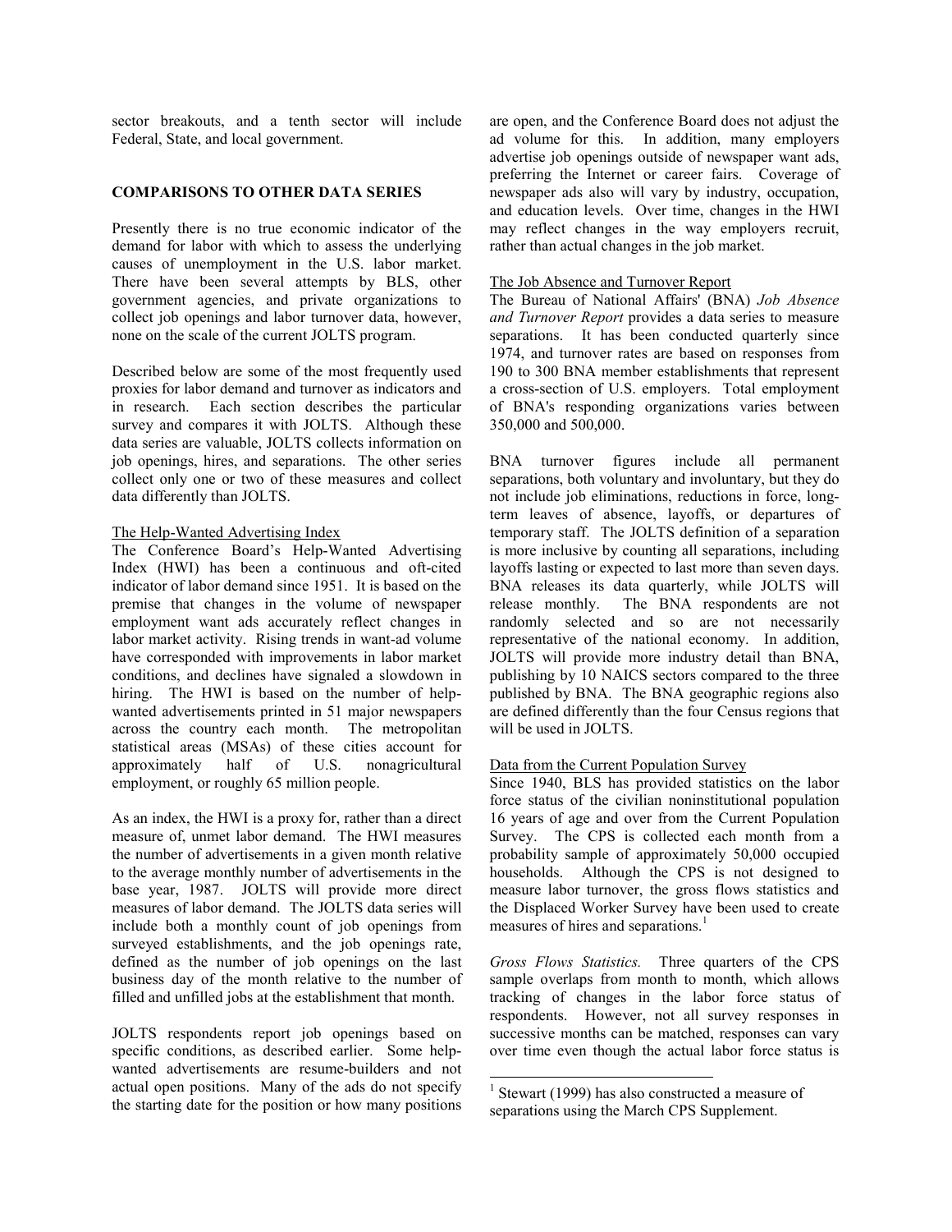sector breakouts, and a tenth sector will include Federal, State, and local government.

## COMPARISONS TO OTHER DATA SERIES

Presently there is no true economic indicator of the demand for labor with which to assess the underlying causes of unemployment in the U.S. labor market. There have been several attempts by BLS, other government agencies, and private organizations to collect job openings and labor turnover data, however, none on the scale of the current JOLTS program.

Described below are some of the most frequently used proxies for labor demand and turnover as indicators and in research. Each section describes the particular survey and compares it with JOLTS. Although these data series are valuable, JOLTS collects information on job openings, hires, and separations. The other series collect only one or two of these measures and collect data differently than JOLTS.

### The Help-Wanted Advertising Index

The Conference Board's Help-Wanted Advertising Index (HWI) has been a continuous and oft-cited indicator of labor demand since 1951. It is based on the premise that changes in the volume of newspaper employment want ads accurately reflect changes in labor market activity. Rising trends in want-ad volume have corresponded with improvements in labor market conditions, and declines have signaled a slowdown in hiring. The HWI is based on the number of help-wanted advertisements printed in 51 major newspapers across the country each month. The metropolitan statistical areas (MSAs) of these cities account for approximately half of U.S. nonagricultural employment, or roughly 65 million people.

As an index, the HWI is a proxy for, rather than a direct measure of, unmet labor demand. The HWI measures the number of advertisements in a given month relative to the average monthly number of advertisements in the base year, 1987. JOLTS will provide more direct measures of labor demand. The JOLTS data series will include both a monthly count of job openings from surveyed establishments, and the job openings rate, defined as the number of job openings on the last business day of the month relative to the number of filled and unfilled jobs at the establishment that month.

JOLTS respondents report job openings based on specific conditions, as described earlier. Some help-wanted advertisements are resume-builders and not actual open positions. Many of the ads do not specify the starting date for the position or how many positions are open, and the Conference Board does not adjust the ad volume for this. In addition, many employers advertise job openings outside of newspaper want ads, preferring the Internet or career fairs. Coverage of newspaper ads also will vary by industry, occupation, and education levels. Over time, changes in the HWI may reflect changes in the way employers recruit, rather than actual changes in the job market.

### The Job Absence and Turnover Report

The Bureau of National Affairs' (BNA) *Job Absence and Turnover Report* provides a data series to measure separations. It has been conducted quarterly since 1974, and turnover rates are based on responses from 190 to 300 BNA member establishments that represent a cross-section of U.S. employers. Total employment of BNA's responding organizations varies between 350,000 and 500,000.

BNA turnover figures include all permanent separations, both voluntary and involuntary, but they do not include job eliminations, reductions in force, long-term leaves of absence, layoffs, or departures of temporary staff. The JOLTS definition of a separation is more inclusive by counting all separations, including layoffs lasting or expected to last more than seven days. BNA releases its data quarterly, while JOLTS will release monthly. The BNA respondents are not randomly selected and so are not necessarily representative of the national economy. In addition, JOLTS will provide more industry detail than BNA, publishing by 10 NAICS sectors compared to the three published by BNA. The BNA geographic regions also are defined differently than the four Census regions that will be used in JOLTS.

### Data from the Current Population Survey

Since 1940, BLS has provided statistics on the labor force status of the civilian noninstitutional population 16 years of age and over from the Current Population Survey. The CPS is collected each month from a probability sample of approximately 50,000 occupied households. Although the CPS is not designed to measure labor turnover, the gross flows statistics and the Displaced Worker Survey have been used to create measures of hires and separations.[1]

*Gross Flows Statistics.* Three quarters of the CPS sample overlaps from month to month, which allows tracking of changes in the labor force status of respondents. However, not all survey responses in successive months can be matched, responses can vary over time even though the actual labor force status is

[1] Stewart (1999) has also constructed a measure of separations using the March CPS Supplement.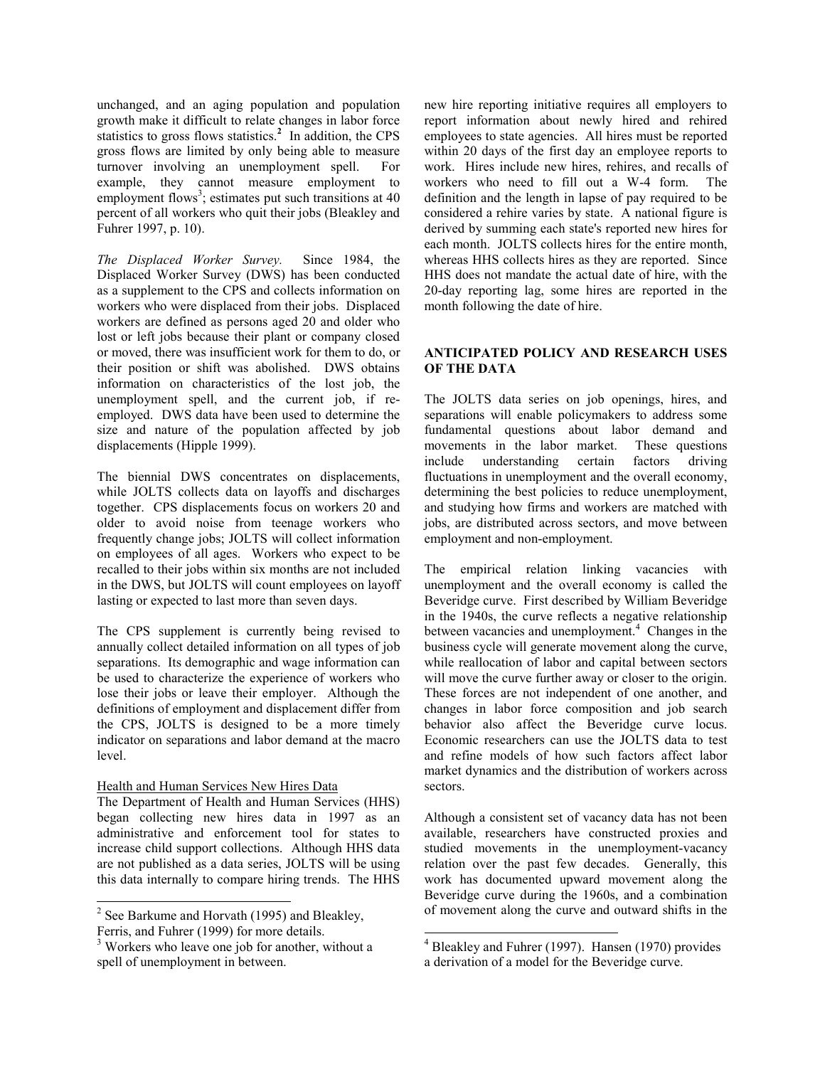unchanged, and an aging population and population growth make it difficult to relate changes in labor force statistics to gross flows statistics.[2] In addition, the CPS gross flows are limited by only being able to measure turnover involving an unemployment spell. For example, they cannot measure employment to employment flows[3]; estimates put such transitions at 40 percent of all workers who quit their jobs (Bleakley and Fuhrer 1997, p. 10).

*The Displaced Worker Survey.* Since 1984, the Displaced Worker Survey (DWS) has been conducted as a supplement to the CPS and collects information on workers who were displaced from their jobs. Displaced workers are defined as persons aged 20 and older who lost or left jobs because their plant or company closed or moved, there was insufficient work for them to do, or their position or shift was abolished. DWS obtains information on characteristics of the lost job, the unemployment spell, and the current job, if re-employed. DWS data have been used to determine the size and nature of the population affected by job displacements (Hipple 1999).

The biennial DWS concentrates on displacements, while JOLTS collects data on layoffs and discharges together. CPS displacements focus on workers 20 and older to avoid noise from teenage workers who frequently change jobs; JOLTS will collect information on employees of all ages. Workers who expect to be recalled to their jobs within six months are not included in the DWS, but JOLTS will count employees on layoff lasting or expected to last more than seven days.

The CPS supplement is currently being revised to annually collect detailed information on all types of job separations. Its demographic and wage information can be used to characterize the experience of workers who lose their jobs or leave their employer. Although the definitions of employment and displacement differ from the CPS, JOLTS is designed to be a more timely indicator on separations and labor demand at the macro level.

Health and Human Services New Hires Data

The Department of Health and Human Services (HHS) began collecting new hires data in 1997 as an administrative and enforcement tool for states to increase child support collections. Although HHS data are not published as a data series, JOLTS will be using this data internally to compare hiring trends. The HHS new hire reporting initiative requires all employers to report information about newly hired and rehired employees to state agencies. All hires must be reported within 20 days of the first day an employee reports to work. Hires include new hires, rehires, and recalls of workers who need to fill out a W-4 form. The definition and the length in lapse of pay required to be considered a rehire varies by state. A national figure is derived by summing each state's reported new hires for each month. JOLTS collects hires for the entire month, whereas HHS collects hires as they are reported. Since HHS does not mandate the actual date of hire, with the 20-day reporting lag, some hires are reported in the month following the date of hire.

## ANTICIPATED POLICY AND RESEARCH USES OF THE DATA

The JOLTS data series on job openings, hires, and separations will enable policymakers to address some fundamental questions about labor demand and movements in the labor market. These questions include understanding certain factors driving fluctuations in unemployment and the overall economy, determining the best policies to reduce unemployment, and studying how firms and workers are matched with jobs, are distributed across sectors, and move between employment and non-employment.

The empirical relation linking vacancies with unemployment and the overall economy is called the Beveridge curve. First described by William Beveridge in the 1940s, the curve reflects a negative relationship between vacancies and unemployment.[4] Changes in the business cycle will generate movement along the curve, while reallocation of labor and capital between sectors will move the curve further away or closer to the origin. These forces are not independent of one another, and changes in labor force composition and job search behavior also affect the Beveridge curve locus. Economic researchers can use the JOLTS data to test and refine models of how such factors affect labor market dynamics and the distribution of workers across sectors.

Although a consistent set of vacancy data has not been available, researchers have constructed proxies and studied movements in the unemployment-vacancy relation over the past few decades. Generally, this work has documented upward movement along the Beveridge curve during the 1960s, and a combination of movement along the curve and outward shifts in the

---

[2] See Barkume and Horvath (1995) and Bleakley, Ferris, and Fuhrer (1999) for more details.

[3] Workers who leave one job for another, without a spell of unemployment in between.

[4] Bleakley and Fuhrer (1997). Hansen (1970) provides a derivation of a model for the Beveridge curve.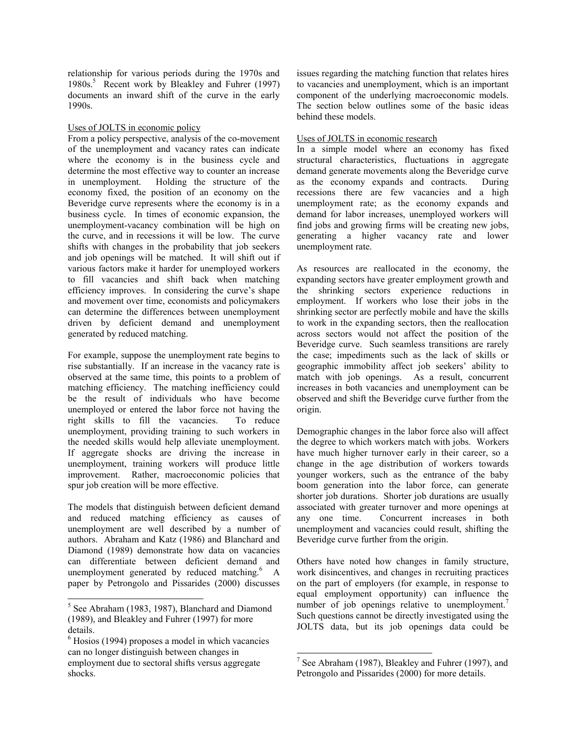relationship for various periods during the 1970s and 1980s.[5] Recent work by Bleakley and Fuhrer (1997) documents an inward shift of the curve in the early 1990s.

Uses of JOLTS in economic policy

From a policy perspective, analysis of the co-movement of the unemployment and vacancy rates can indicate where the economy is in the business cycle and determine the most effective way to counter an increase in unemployment. Holding the structure of the economy fixed, the position of an economy on the Beveridge curve represents where the economy is in a business cycle. In times of economic expansion, the unemployment-vacancy combination will be high on the curve, and in recessions it will be low. The curve shifts with changes in the probability that job seekers and job openings will be matched. It will shift out if various factors make it harder for unemployed workers to fill vacancies and shift back when matching efficiency improves. In considering the curve's shape and movement over time, economists and policymakers can determine the differences between unemployment driven by deficient demand and unemployment generated by reduced matching.

For example, suppose the unemployment rate begins to rise substantially. If an increase in the vacancy rate is observed at the same time, this points to a problem of matching efficiency. The matching inefficiency could be the result of individuals who have become unemployed or entered the labor force not having the right skills to fill the vacancies. To reduce unemployment, providing training to such workers in the needed skills would help alleviate unemployment. If aggregate shocks are driving the increase in unemployment, training workers will produce little improvement. Rather, macroeconomic policies that spur job creation will be more effective.

The models that distinguish between deficient demand and reduced matching efficiency as causes of unemployment are well described by a number of authors. Abraham and Katz (1986) and Blanchard and Diamond (1989) demonstrate how data on vacancies can differentiate between deficient demand and unemployment generated by reduced matching.[6] A paper by Petrongolo and Pissarides (2000) discusses issues regarding the matching function that relates hires to vacancies and unemployment, which is an important component of the underlying macroeconomic models. The section below outlines some of the basic ideas behind these models.

Uses of JOLTS in economic research

In a simple model where an economy has fixed structural characteristics, fluctuations in aggregate demand generate movements along the Beveridge curve as the economy expands and contracts. During recessions there are few vacancies and a high unemployment rate; as the economy expands and demand for labor increases, unemployed workers will find jobs and growing firms will be creating new jobs, generating a higher vacancy rate and lower unemployment rate.

As resources are reallocated in the economy, the expanding sectors have greater employment growth and the shrinking sectors experience reductions in employment. If workers who lose their jobs in the shrinking sector are perfectly mobile and have the skills to work in the expanding sectors, then the reallocation across sectors would not affect the position of the Beveridge curve. Such seamless transitions are rarely the case; impediments such as the lack of skills or geographic immobility affect job seekers' ability to match with job openings. As a result, concurrent increases in both vacancies and unemployment can be observed and shift the Beveridge curve further from the origin.

Demographic changes in the labor force also will affect the degree to which workers match with jobs. Workers have much higher turnover early in their career, so a change in the age distribution of workers towards younger workers, such as the entrance of the baby boom generation into the labor force, can generate shorter job durations. Shorter job durations are usually associated with greater turnover and more openings at any one time. Concurrent increases in both unemployment and vacancies could result, shifting the Beveridge curve further from the origin.

Others have noted how changes in family structure, work disincentives, and changes in recruiting practices on the part of employers (for example, in response to equal employment opportunity) can influence the number of job openings relative to unemployment.[7] Such questions cannot be directly investigated using the JOLTS data, but its job openings data could be

---

[5] See Abraham (1983, 1987), Blanchard and Diamond (1989), and Bleakley and Fuhrer (1997) for more details.

[6] Hosios (1994) proposes a model in which vacancies can no longer distinguish between changes in employment due to sectoral shifts versus aggregate shocks.

[7] See Abraham (1987), Bleakley and Fuhrer (1997), and Petrongolo and Pissarides (2000) for more details.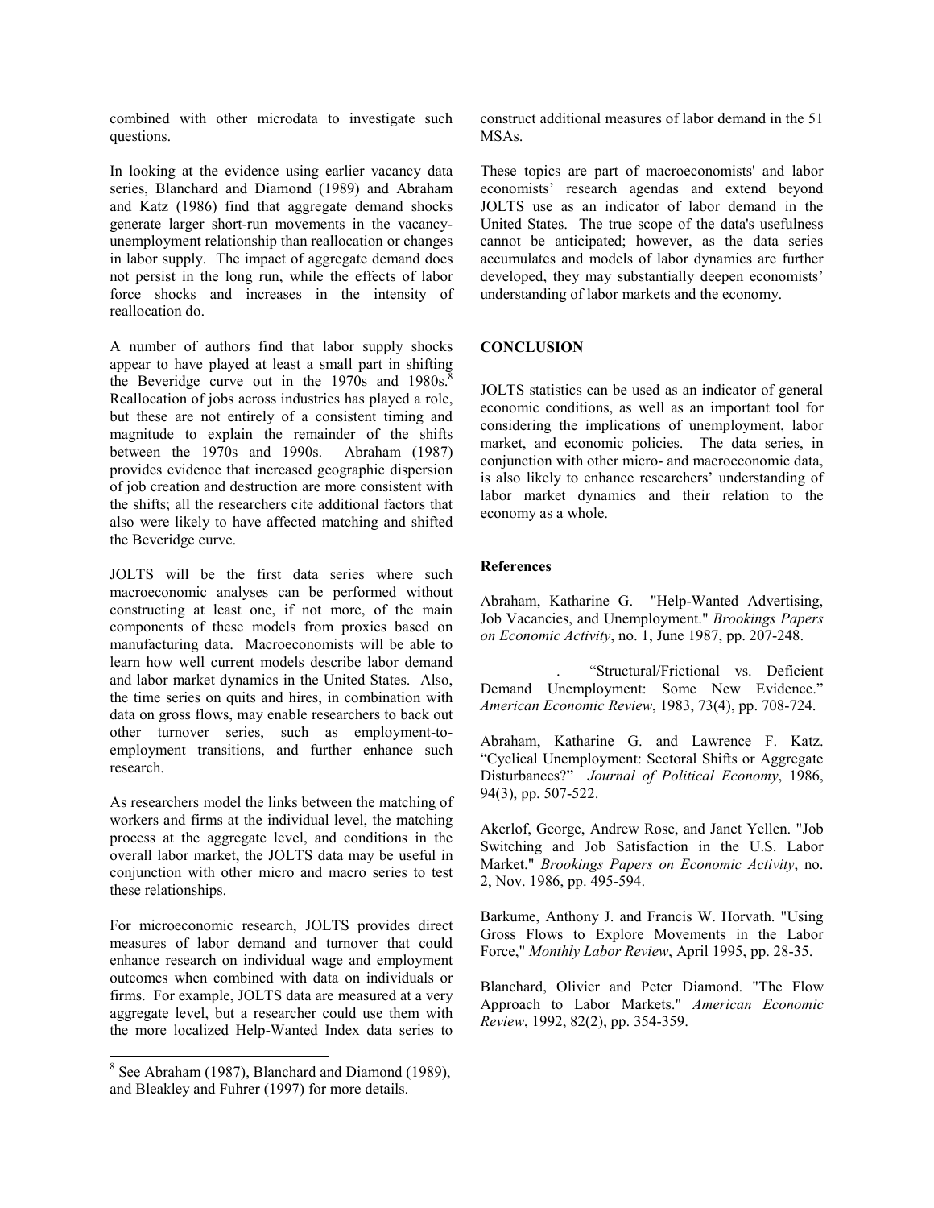combined with other microdata to investigate such questions.

In looking at the evidence using earlier vacancy data series, Blanchard and Diamond (1989) and Abraham and Katz (1986) find that aggregate demand shocks generate larger short-run movements in the vacancy-unemployment relationship than reallocation or changes in labor supply. The impact of aggregate demand does not persist in the long run, while the effects of labor force shocks and increases in the intensity of reallocation do.

A number of authors find that labor supply shocks appear to have played at least a small part in shifting the Beveridge curve out in the 1970s and 1980s.[8] Reallocation of jobs across industries has played a role, but these are not entirely of a consistent timing and magnitude to explain the remainder of the shifts between the 1970s and 1990s. Abraham (1987) provides evidence that increased geographic dispersion of job creation and destruction are more consistent with the shifts; all the researchers cite additional factors that also were likely to have affected matching and shifted the Beveridge curve.

JOLTS will be the first data series where such macroeconomic analyses can be performed without constructing at least one, if not more, of the main components of these models from proxies based on manufacturing data. Macroeconomists will be able to learn how well current models describe labor demand and labor market dynamics in the United States. Also, the time series on quits and hires, in combination with data on gross flows, may enable researchers to back out other turnover series, such as employment-to-employment transitions, and further enhance such research.

As researchers model the links between the matching of workers and firms at the individual level, the matching process at the aggregate level, and conditions in the overall labor market, the JOLTS data may be useful in conjunction with other micro and macro series to test these relationships.

For microeconomic research, JOLTS provides direct measures of labor demand and turnover that could enhance research on individual wage and employment outcomes when combined with data on individuals or firms. For example, JOLTS data are measured at a very aggregate level, but a researcher could use them with the more localized Help-Wanted Index data series to construct additional measures of labor demand in the 51 MSAs.

These topics are part of macroeconomists' and labor economists' research agendas and extend beyond JOLTS use as an indicator of labor demand in the United States. The true scope of the data's usefulness cannot be anticipated; however, as the data series accumulates and models of labor dynamics are further developed, they may substantially deepen economists' understanding of labor markets and the economy.

[8] See Abraham (1987), Blanchard and Diamond (1989), and Bleakley and Fuhrer (1997) for more details.

## CONCLUSION

JOLTS statistics can be used as an indicator of general economic conditions, as well as an important tool for considering the implications of unemployment, labor market, and economic policies. The data series, in conjunction with other micro- and macroeconomic data, is also likely to enhance researchers' understanding of labor market dynamics and their relation to the economy as a whole.

### References

Abraham, Katharine G. "Help-Wanted Advertising, Job Vacancies, and Unemployment." *Brookings Papers on Economic Activity*, no. 1, June 1987, pp. 207-248.

__________. "Structural/Frictional vs. Deficient Demand Unemployment: Some New Evidence." *American Economic Review*, 1983, 73(4), pp. 708-724.

Abraham, Katharine G. and Lawrence F. Katz. "Cyclical Unemployment: Sectoral Shifts or Aggregate Disturbances?" *Journal of Political Economy*, 1986, 94(3), pp. 507-522.

Akerlof, George, Andrew Rose, and Janet Yellen. "Job Switching and Job Satisfaction in the U.S. Labor Market." *Brookings Papers on Economic Activity*, no. 2, Nov. 1986, pp. 495-594.

Barkume, Anthony J. and Francis W. Horvath. "Using Gross Flows to Explore Movements in the Labor Force," *Monthly Labor Review*, April 1995, pp. 28-35.

Blanchard, Olivier and Peter Diamond. "The Flow Approach to Labor Markets." *American Economic Review*, 1992, 82(2), pp. 354-359.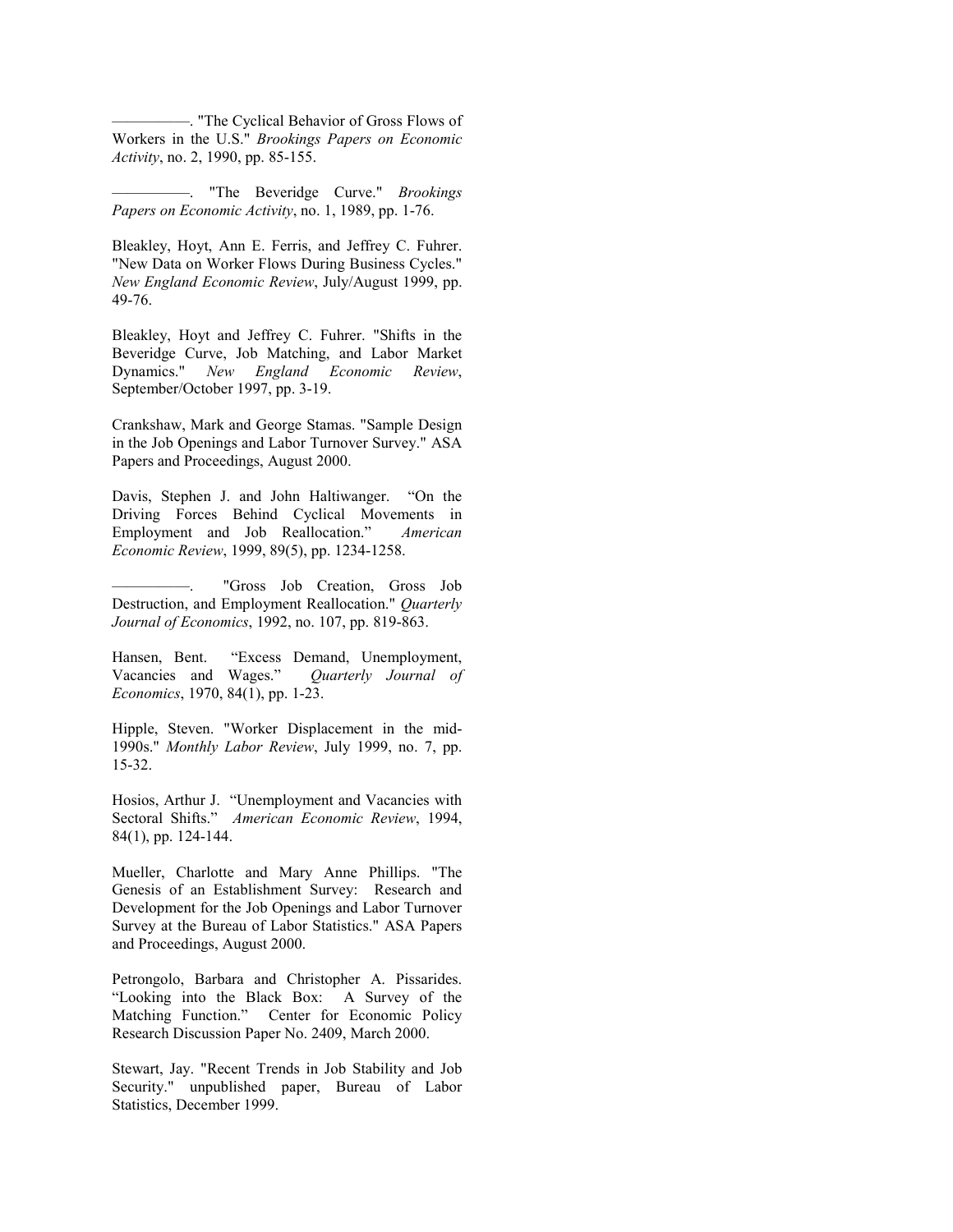——————. "The Cyclical Behavior of Gross Flows of Workers in the U.S." *Brookings Papers on Economic Activity*, no. 2, 1990, pp. 85-155.

——————. "The Beveridge Curve." *Brookings Papers on Economic Activity*, no. 1, 1989, pp. 1-76.

Bleakley, Hoyt, Ann E. Ferris, and Jeffrey C. Fuhrer. "New Data on Worker Flows During Business Cycles." *New England Economic Review*, July/August 1999, pp. 49-76.

Bleakley, Hoyt and Jeffrey C. Fuhrer. "Shifts in the Beveridge Curve, Job Matching, and Labor Market Dynamics." *New England Economic Review*, September/October 1997, pp. 3-19.

Crankshaw, Mark and George Stamas. "Sample Design in the Job Openings and Labor Turnover Survey." ASA Papers and Proceedings, August 2000.

Davis, Stephen J. and John Haltiwanger. "On the Driving Forces Behind Cyclical Movements in Employment and Job Reallocation." *American Economic Review*, 1999, 89(5), pp. 1234-1258.

——————. "Gross Job Creation, Gross Job Destruction, and Employment Reallocation." *Quarterly Journal of Economics*, 1992, no. 107, pp. 819-863.

Hansen, Bent. "Excess Demand, Unemployment, Vacancies and Wages." *Quarterly Journal of Economics*, 1970, 84(1), pp. 1-23.

Hipple, Steven. "Worker Displacement in the mid-1990s." *Monthly Labor Review*, July 1999, no. 7, pp. 15-32.

Hosios, Arthur J. "Unemployment and Vacancies with Sectoral Shifts." *American Economic Review*, 1994, 84(1), pp. 124-144.

Mueller, Charlotte and Mary Anne Phillips. "The Genesis of an Establishment Survey: Research and Development for the Job Openings and Labor Turnover Survey at the Bureau of Labor Statistics." ASA Papers and Proceedings, August 2000.

Petrongolo, Barbara and Christopher A. Pissarides. "Looking into the Black Box: A Survey of the Matching Function." Center for Economic Policy Research Discussion Paper No. 2409, March 2000.

Stewart, Jay. "Recent Trends in Job Stability and Job Security." unpublished paper, Bureau of Labor Statistics, December 1999.